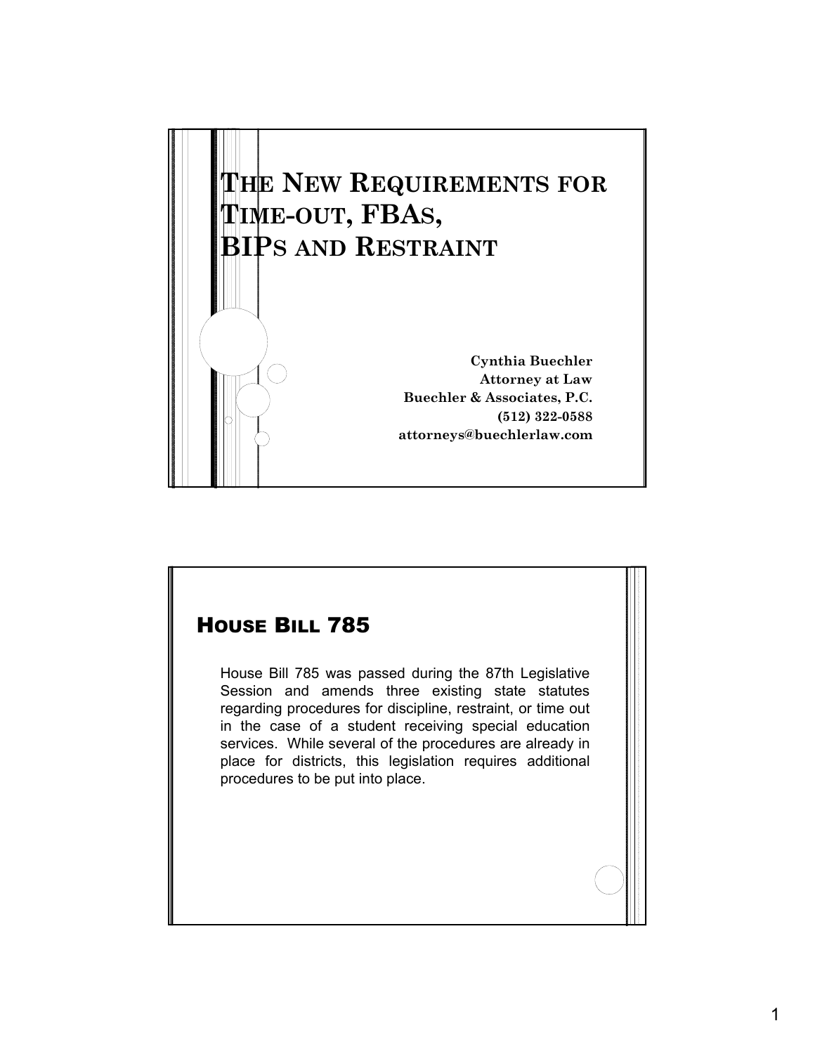# The New Requirements for Time-out, FBAs, BIPs and Restraint

**Cynthia Buechler**
**Attorney at Law**
**Buechler & Associates, P.C.**
**(512) 322-0588**
**attorneys@buechlerlaw.com**

## House Bill 785

House Bill 785 was passed during the 87th Legislative Session and amends three existing state statutes regarding procedures for discipline, restraint, or time out in the case of a student receiving special education services. While several of the procedures are already in place for districts, this legislation requires additional procedures to be put into place.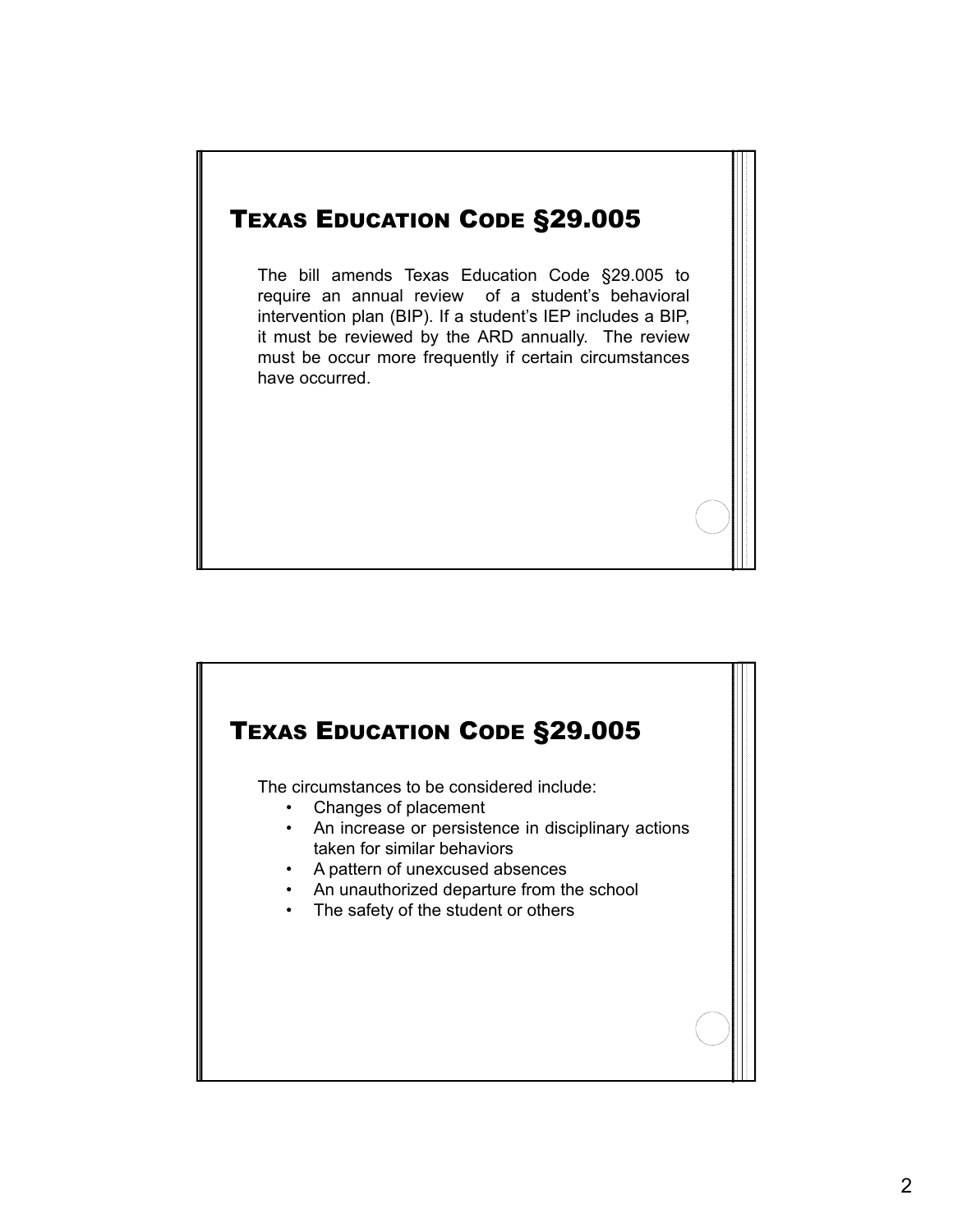## TEXAS EDUCATION CODE §29.005

The bill amends Texas Education Code §29.005 to require an annual review of a student's behavioral intervention plan (BIP). If a student's IEP includes a BIP, it must be reviewed by the ARD annually. The review must be occur more frequently if certain circumstances have occurred.

## TEXAS EDUCATION CODE §29.005

The circumstances to be considered include:

- Changes of placement
- An increase or persistence in disciplinary actions taken for similar behaviors
- A pattern of unexcused absences
- An unauthorized departure from the school
- The safety of the student or others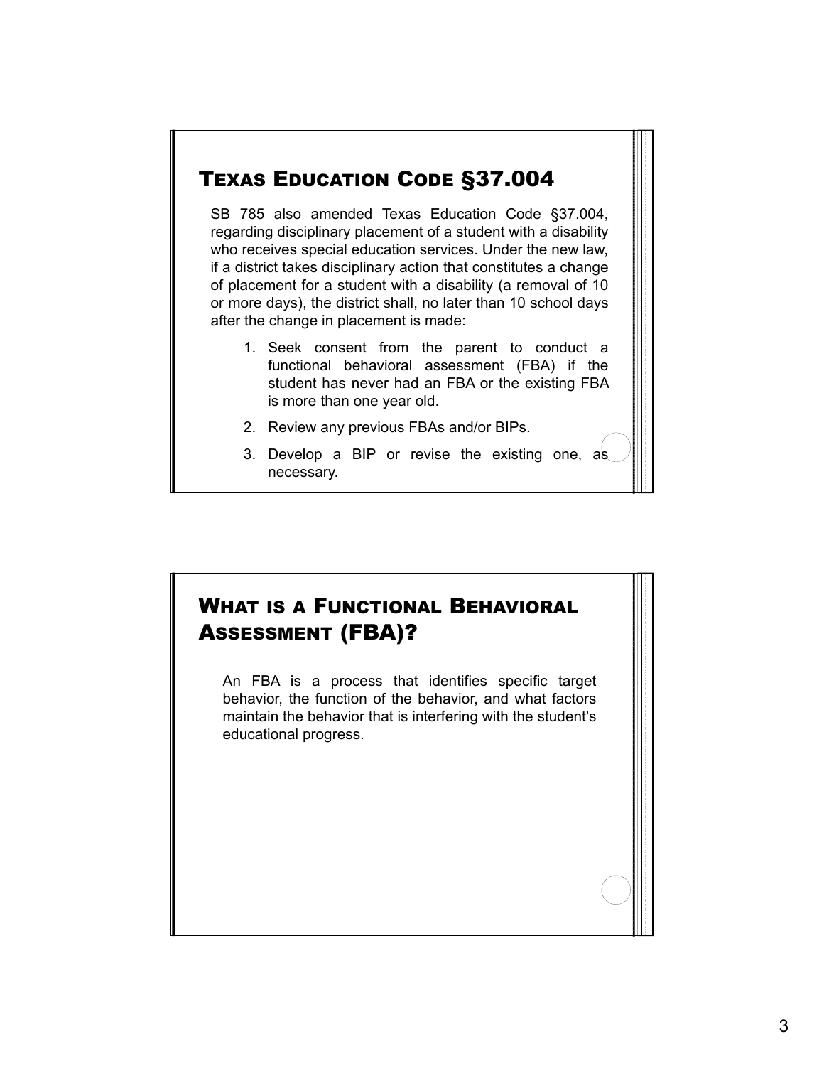## Texas Education Code §37.004

SB 785 also amended Texas Education Code §37.004, regarding disciplinary placement of a student with a disability who receives special education services. Under the new law, if a district takes disciplinary action that constitutes a change of placement for a student with a disability (a removal of 10 or more days), the district shall, no later than 10 school days after the change in placement is made:

1. Seek consent from the parent to conduct a functional behavioral assessment (FBA) if the student has never had an FBA or the existing FBA is more than one year old.
2. Review any previous FBAs and/or BIPs.
3. Develop a BIP or revise the existing one, as necessary.

## What is a Functional Behavioral Assessment (FBA)?

An FBA is a process that identifies specific target behavior, the function of the behavior, and what factors maintain the behavior that is interfering with the student's educational progress.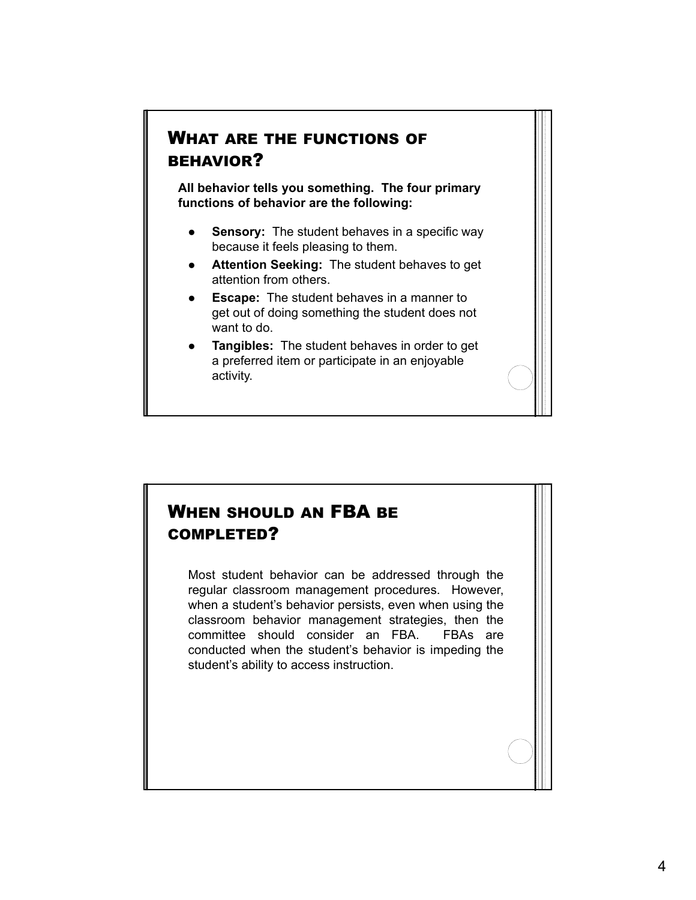## What are the functions of behavior?

**All behavior tells you something. The four primary functions of behavior are the following:**

- **Sensory:** The student behaves in a specific way because it feels pleasing to them.
- **Attention Seeking:** The student behaves to get attention from others.
- **Escape:** The student behaves in a manner to get out of doing something the student does not want to do.
- **Tangibles:** The student behaves in order to get a preferred item or participate in an enjoyable activity.

## When should an FBA be completed?

Most student behavior can be addressed through the regular classroom management procedures. However, when a student's behavior persists, even when using the classroom behavior management strategies, then the committee should consider an FBA. FBAs are conducted when the student's behavior is impeding the student's ability to access instruction.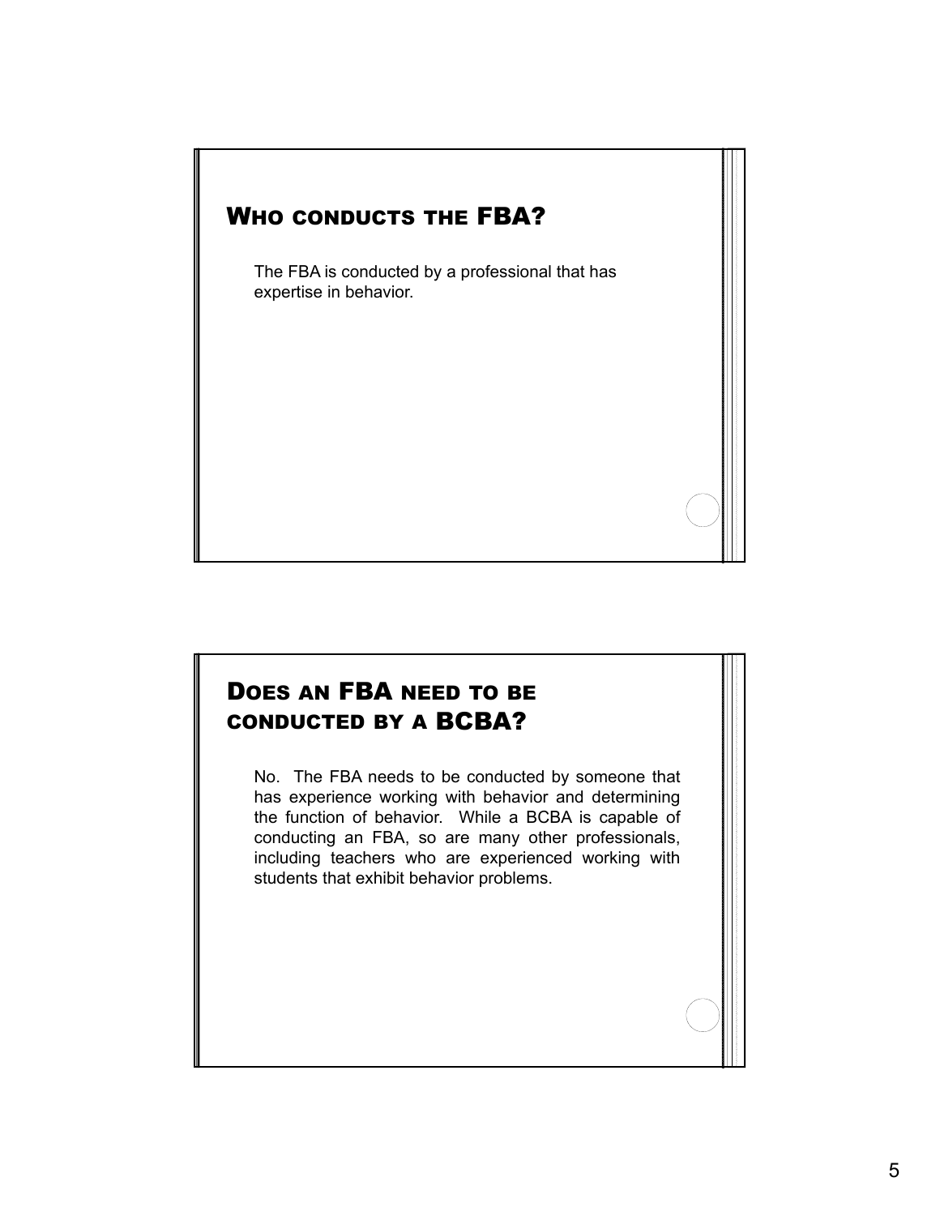## Who conducts the FBA?

The FBA is conducted by a professional that has expertise in behavior.

## Does an FBA need to be conducted by a BCBA?

No. The FBA needs to be conducted by someone that has experience working with behavior and determining the function of behavior. While a BCBA is capable of conducting an FBA, so are many other professionals, including teachers who are experienced working with students that exhibit behavior problems.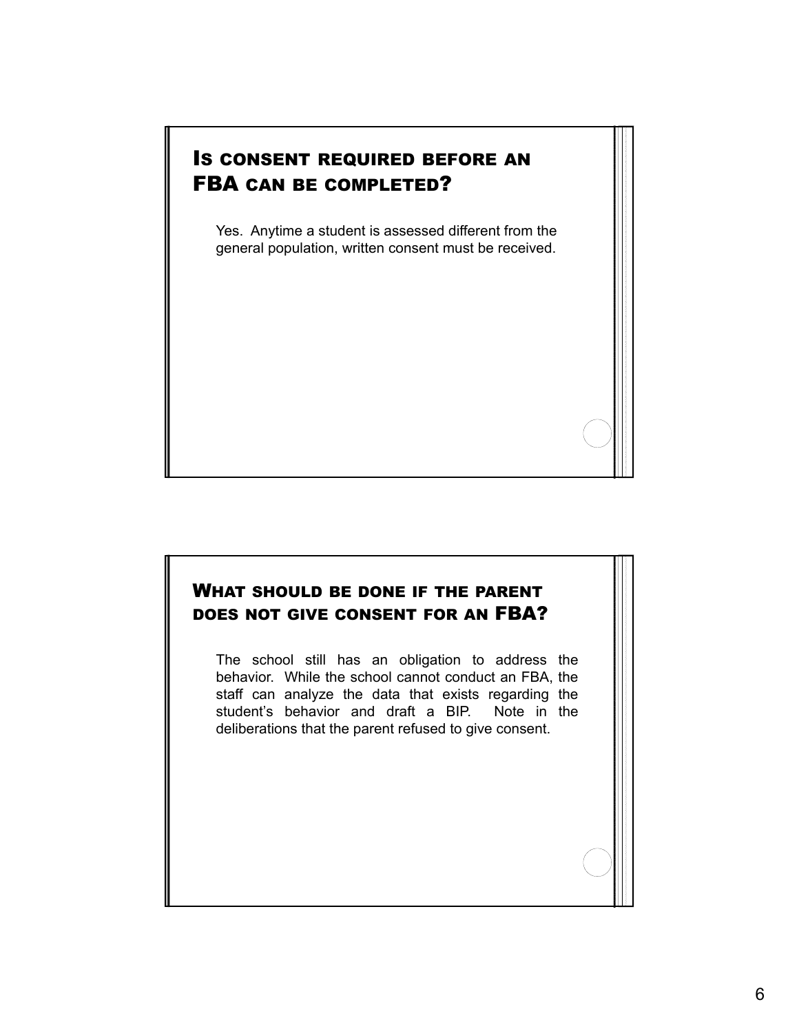## Is consent required before an FBA can be completed?

Yes. Anytime a student is assessed different from the general population, written consent must be received.

## What should be done if the parent does not give consent for an FBA?

The school still has an obligation to address the behavior. While the school cannot conduct an FBA, the staff can analyze the data that exists regarding the student's behavior and draft a BIP. Note in the deliberations that the parent refused to give consent.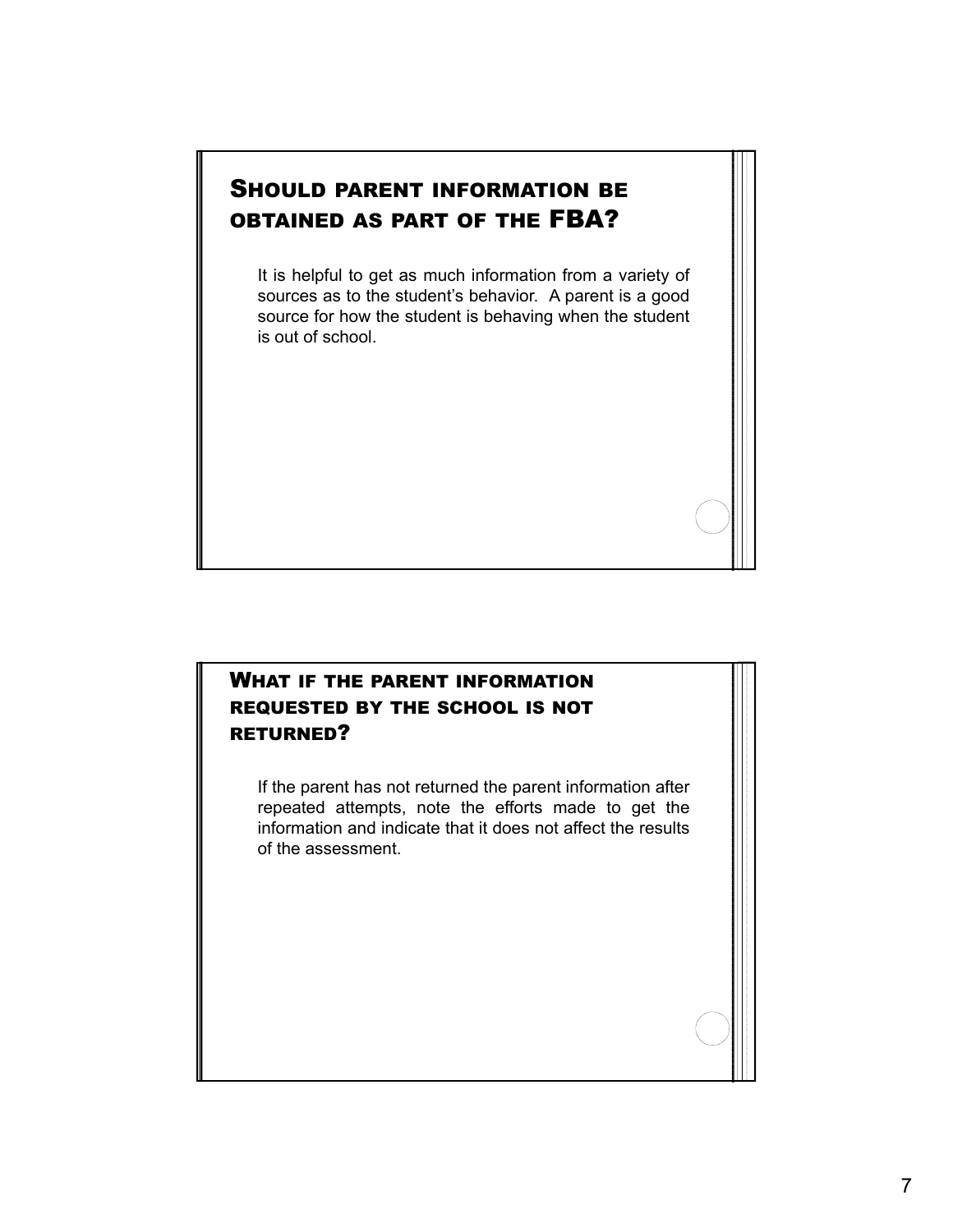## Should parent information be obtained as part of the FBA?

It is helpful to get as much information from a variety of sources as to the student's behavior. A parent is a good source for how the student is behaving when the student is out of school.

## What if the parent information requested by the school is not returned?

If the parent has not returned the parent information after repeated attempts, note the efforts made to get the information and indicate that it does not affect the results of the assessment.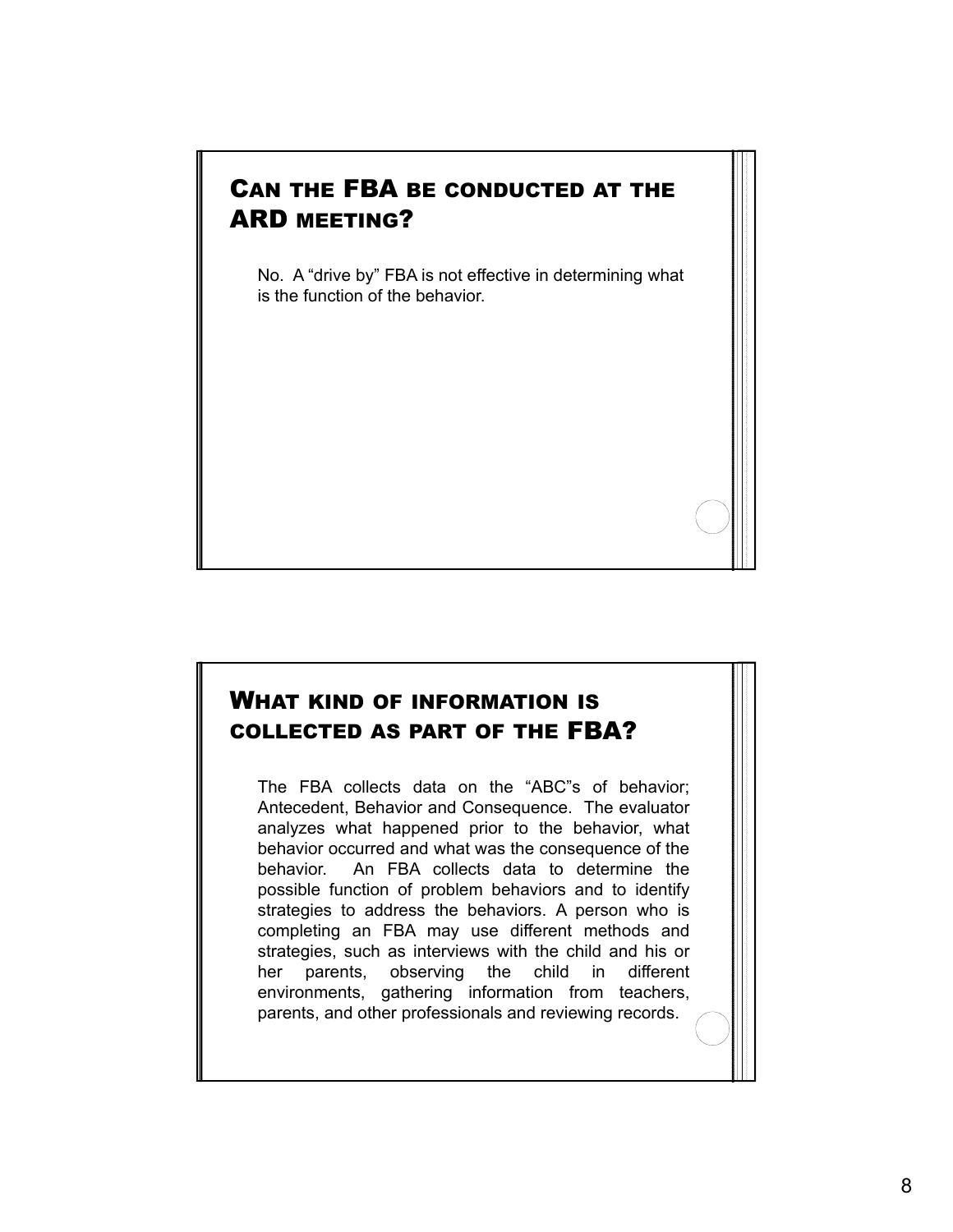## Can the FBA be conducted at the ARD meeting?

No. A "drive by" FBA is not effective in determining what is the function of the behavior.

## What kind of information is collected as part of the FBA?

The FBA collects data on the "ABC"s of behavior; Antecedent, Behavior and Consequence. The evaluator analyzes what happened prior to the behavior, what behavior occurred and what was the consequence of the behavior. An FBA collects data to determine the possible function of problem behaviors and to identify strategies to address the behaviors. A person who is completing an FBA may use different methods and strategies, such as interviews with the child and his or her parents, observing the child in different environments, gathering information from teachers, parents, and other professionals and reviewing records.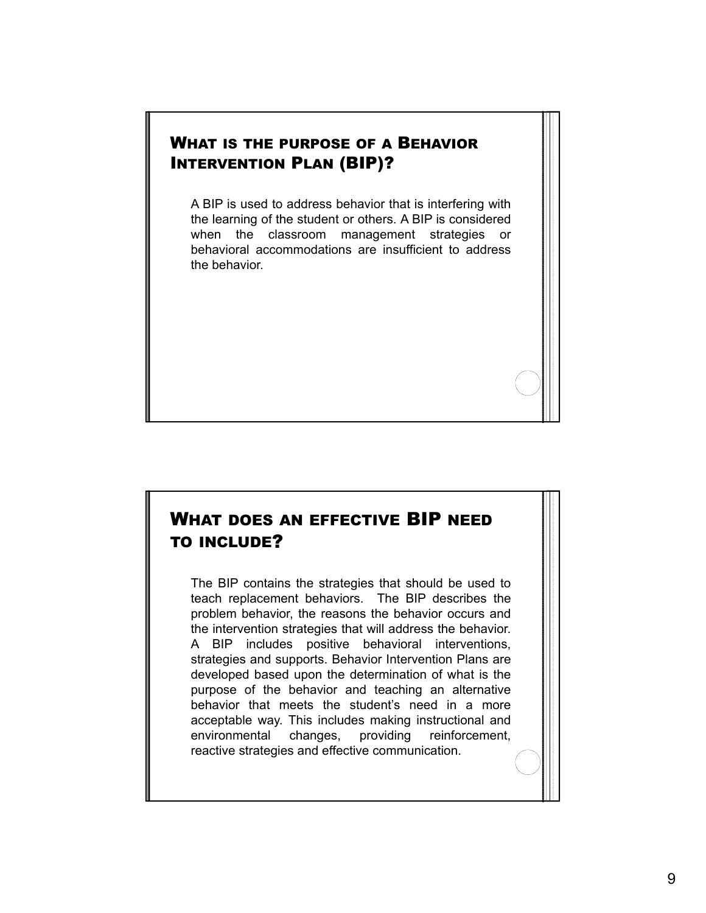## What is the purpose of a Behavior Intervention Plan (BIP)?

A BIP is used to address behavior that is interfering with the learning of the student or others. A BIP is considered when the classroom management strategies or behavioral accommodations are insufficient to address the behavior.

## What does an effective BIP need to include?

The BIP contains the strategies that should be used to teach replacement behaviors. The BIP describes the problem behavior, the reasons the behavior occurs and the intervention strategies that will address the behavior. A BIP includes positive behavioral interventions, strategies and supports. Behavior Intervention Plans are developed based upon the determination of what is the purpose of the behavior and teaching an alternative behavior that meets the student's need in a more acceptable way. This includes making instructional and environmental changes, providing reinforcement, reactive strategies and effective communication.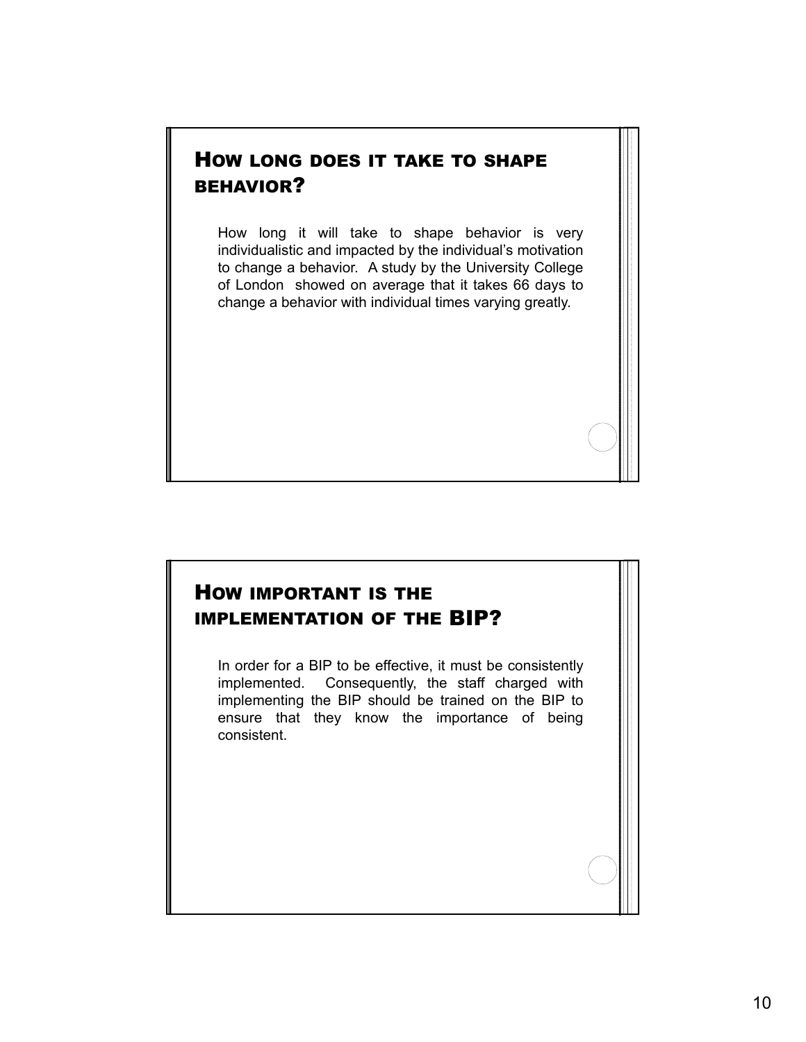## How long does it take to shape behavior?

How long it will take to shape behavior is very individualistic and impacted by the individual's motivation to change a behavior. A study by the University College of London showed on average that it takes 66 days to change a behavior with individual times varying greatly.

## How important is the implementation of the BIP?

In order for a BIP to be effective, it must be consistently implemented. Consequently, the staff charged with implementing the BIP should be trained on the BIP to ensure that they know the importance of being consistent.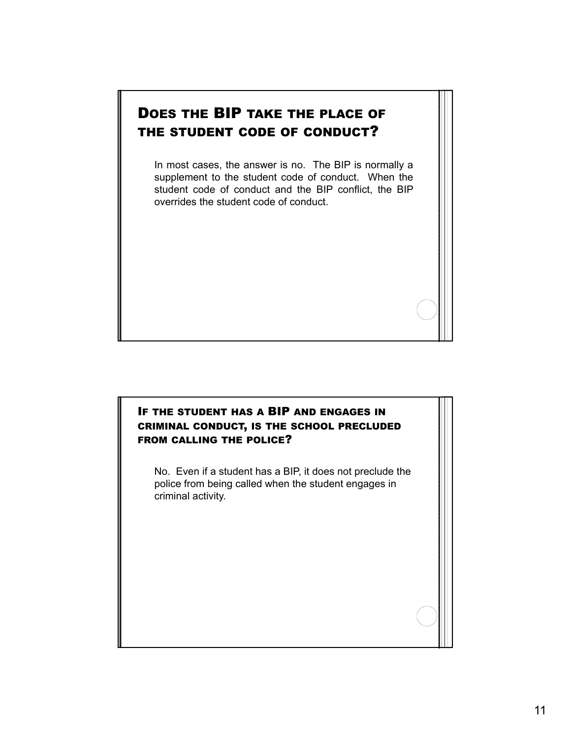## Does the BIP take the place of the student code of conduct?

In most cases, the answer is no. The BIP is normally a supplement to the student code of conduct. When the student code of conduct and the BIP conflict, the BIP overrides the student code of conduct.

## If the student has a BIP and engages in criminal conduct, is the school precluded from calling the police?

No. Even if a student has a BIP, it does not preclude the police from being called when the student engages in criminal activity.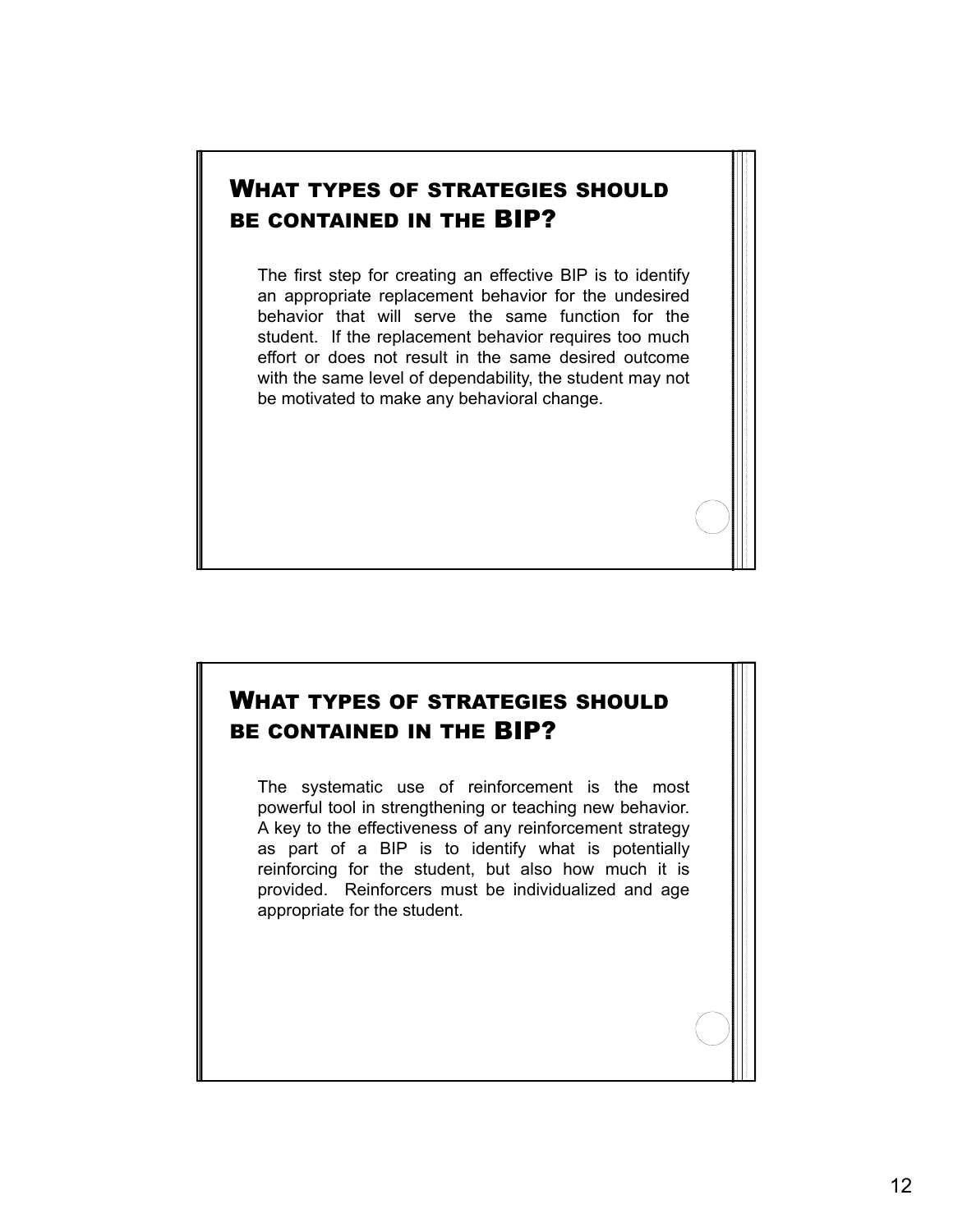## What types of strategies should be contained in the BIP?

The first step for creating an effective BIP is to identify an appropriate replacement behavior for the undesired behavior that will serve the same function for the student. If the replacement behavior requires too much effort or does not result in the same desired outcome with the same level of dependability, the student may not be motivated to make any behavioral change.

## What types of strategies should be contained in the BIP?

The systematic use of reinforcement is the most powerful tool in strengthening or teaching new behavior. A key to the effectiveness of any reinforcement strategy as part of a BIP is to identify what is potentially reinforcing for the student, but also how much it is provided. Reinforcers must be individualized and age appropriate for the student.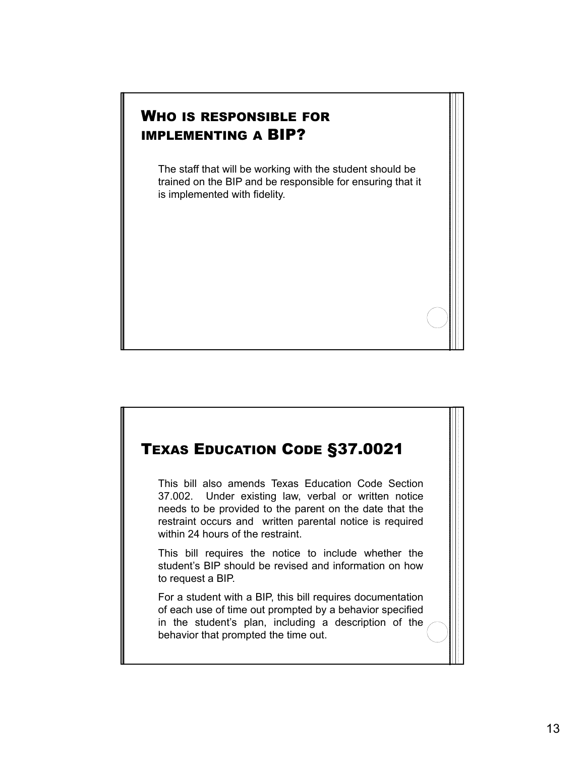## Who is responsible for implementing a BIP?

The staff that will be working with the student should be trained on the BIP and be responsible for ensuring that it is implemented with fidelity.

## Texas Education Code §37.0021

This bill also amends Texas Education Code Section 37.002. Under existing law, verbal or written notice needs to be provided to the parent on the date that the restraint occurs and written parental notice is required within 24 hours of the restraint.

This bill requires the notice to include whether the student's BIP should be revised and information on how to request a BIP.

For a student with a BIP, this bill requires documentation of each use of time out prompted by a behavior specified in the student's plan, including a description of the behavior that prompted the time out.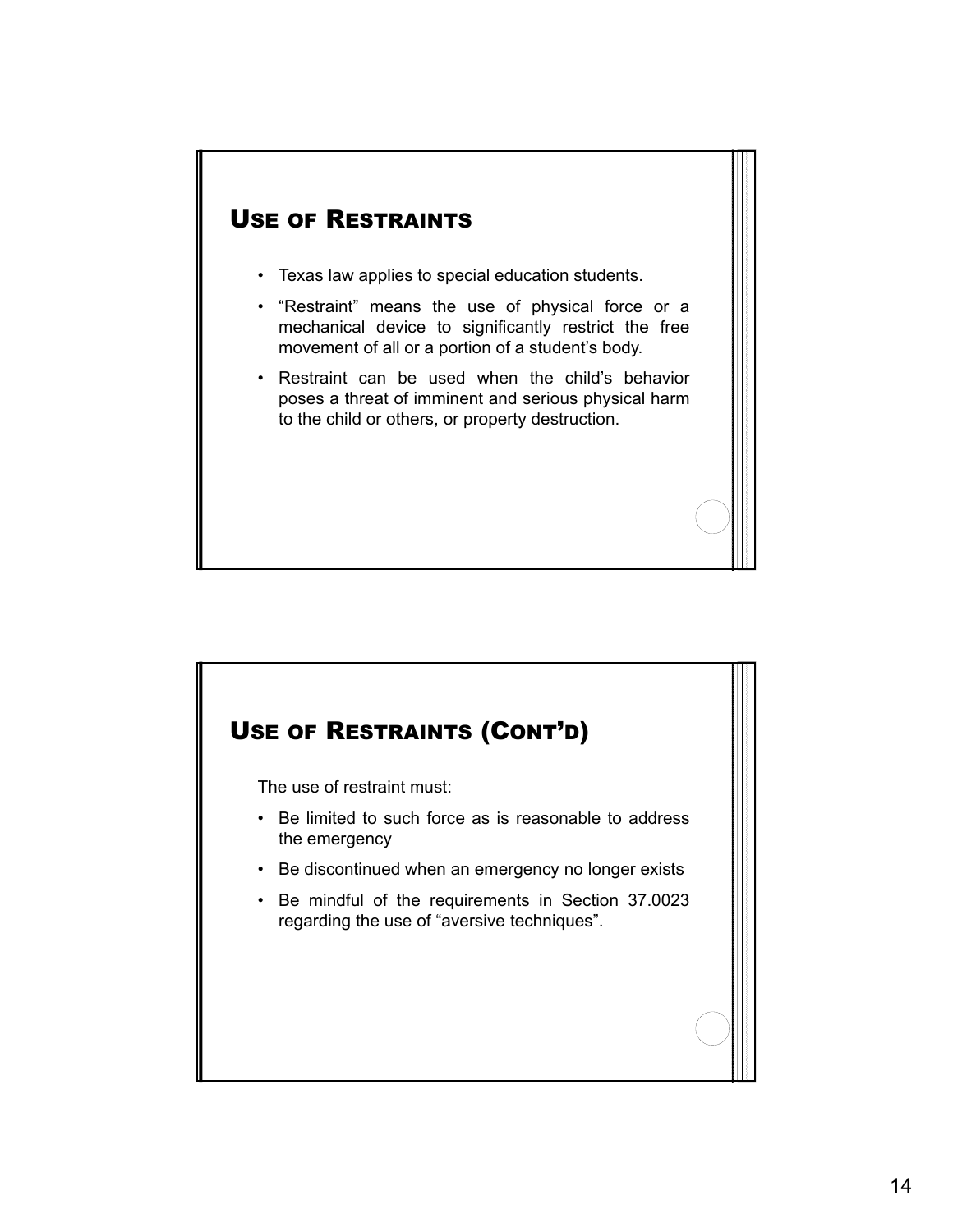## Use of Restraints

- Texas law applies to special education students.
- "Restraint" means the use of physical force or a mechanical device to significantly restrict the free movement of all or a portion of a student's body.
- Restraint can be used when the child's behavior poses a threat of imminent and serious physical harm to the child or others, or property destruction.

## Use of Restraints (Cont'd)

The use of restraint must:

- Be limited to such force as is reasonable to address the emergency
- Be discontinued when an emergency no longer exists
- Be mindful of the requirements in Section 37.0023 regarding the use of "aversive techniques".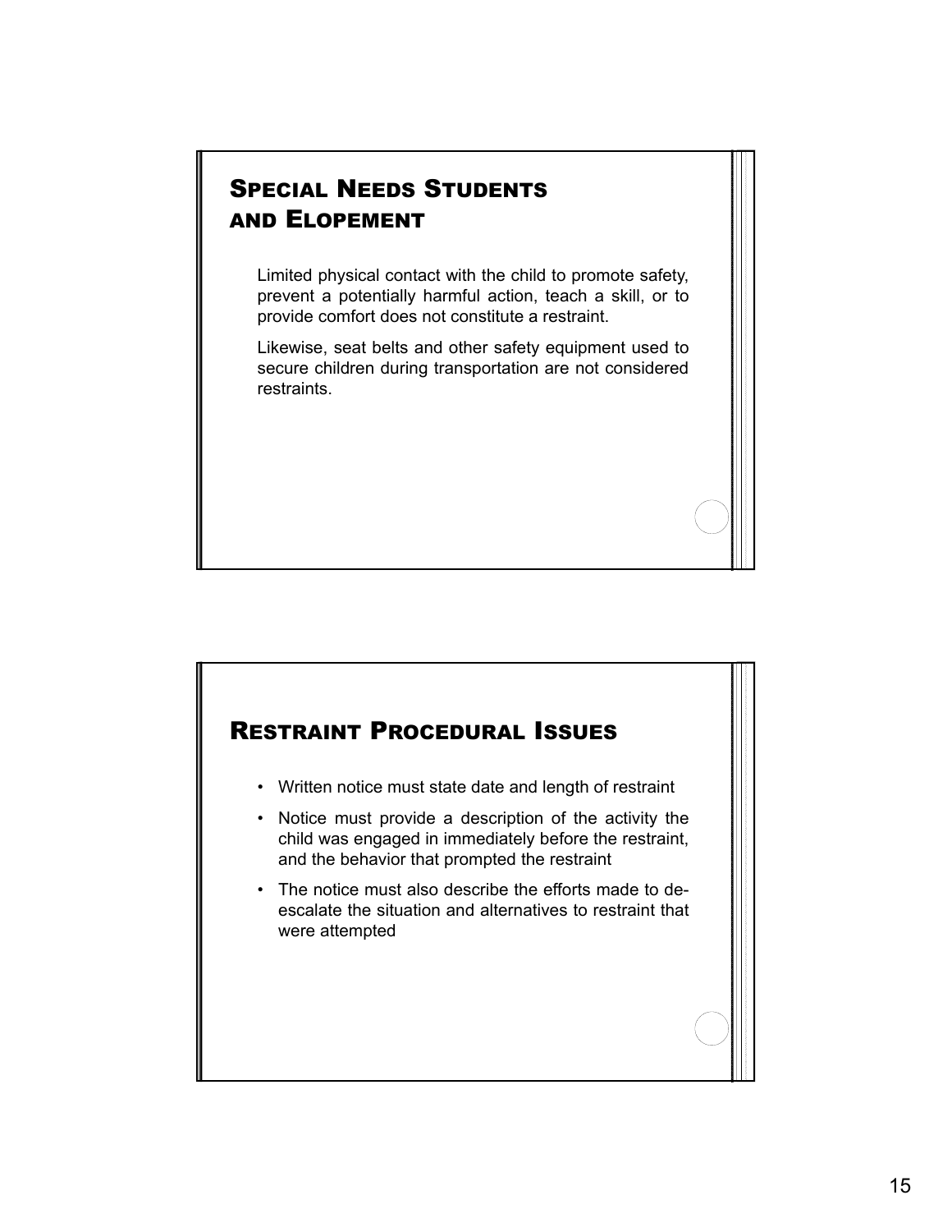## Special Needs Students and Elopement

Limited physical contact with the child to promote safety, prevent a potentially harmful action, teach a skill, or to provide comfort does not constitute a restraint.

Likewise, seat belts and other safety equipment used to secure children during transportation are not considered restraints.

## Restraint Procedural Issues

- Written notice must state date and length of restraint
- Notice must provide a description of the activity the child was engaged in immediately before the restraint, and the behavior that prompted the restraint
- The notice must also describe the efforts made to de-escalate the situation and alternatives to restraint that were attempted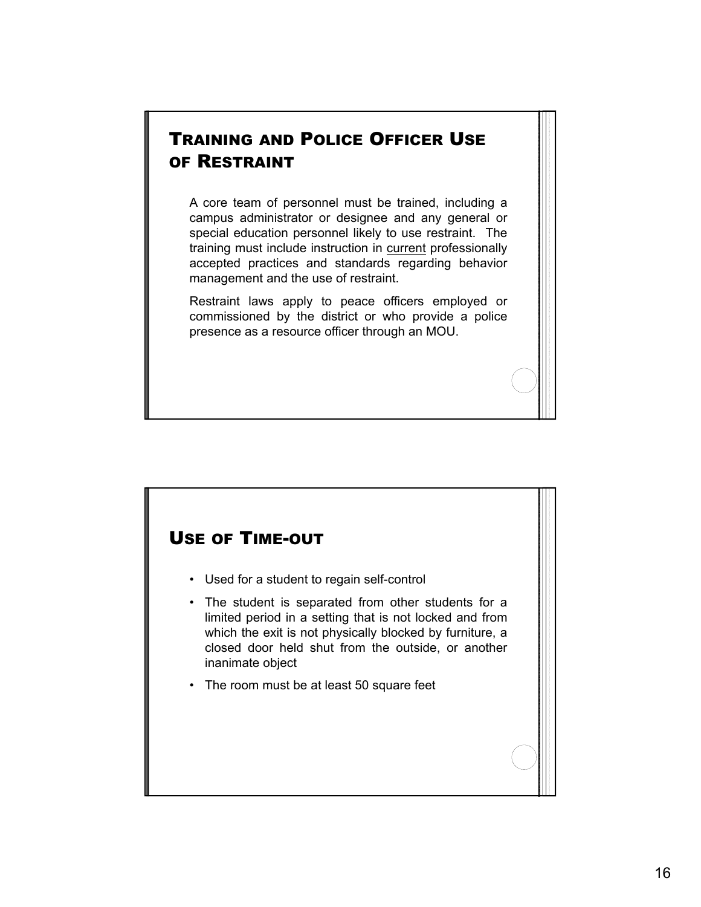## Training and Police Officer Use of Restraint

A core team of personnel must be trained, including a campus administrator or designee and any general or special education personnel likely to use restraint. The training must include instruction in <u>current</u> professionally accepted practices and standards regarding behavior management and the use of restraint.

Restraint laws apply to peace officers employed or commissioned by the district or who provide a police presence as a resource officer through an MOU.

## Use of Time-out

- Used for a student to regain self-control
- The student is separated from other students for a limited period in a setting that is not locked and from which the exit is not physically blocked by furniture, a closed door held shut from the outside, or another inanimate object
- The room must be at least 50 square feet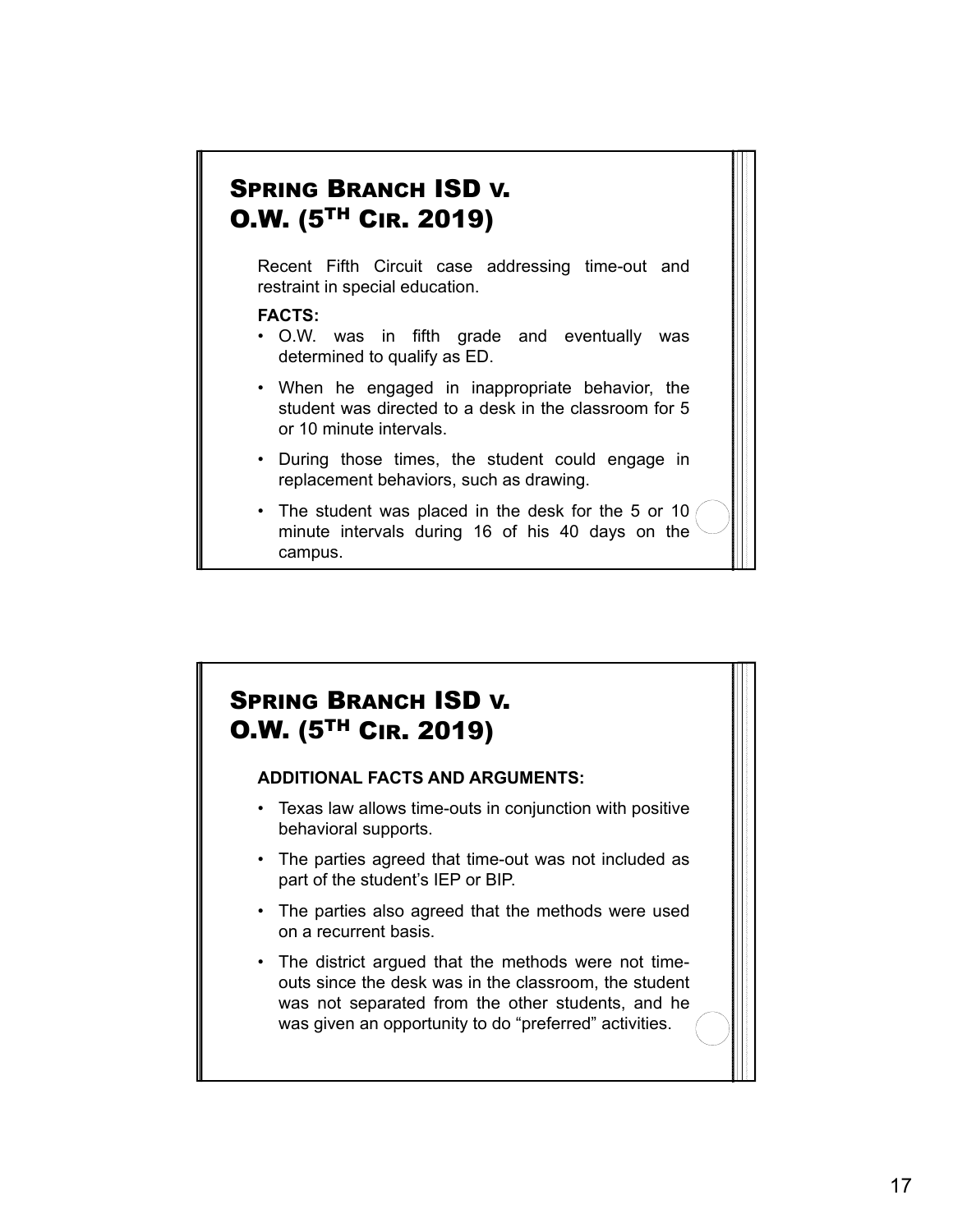## Spring Branch ISD v. O.W. (5$^{TH}$ Cir. 2019)

Recent Fifth Circuit case addressing time-out and restraint in special education.

**FACTS:**

- O.W. was in fifth grade and eventually was determined to qualify as ED.
- When he engaged in inappropriate behavior, the student was directed to a desk in the classroom for 5 or 10 minute intervals.
- During those times, the student could engage in replacement behaviors, such as drawing.
- The student was placed in the desk for the 5 or 10 minute intervals during 16 of his 40 days on the campus.

## Spring Branch ISD v. O.W. (5$^{TH}$ Cir. 2019)

**ADDITIONAL FACTS AND ARGUMENTS:**

- Texas law allows time-outs in conjunction with positive behavioral supports.
- The parties agreed that time-out was not included as part of the student's IEP or BIP.
- The parties also agreed that the methods were used on a recurrent basis.
- The district argued that the methods were not time-outs since the desk was in the classroom, the student was not separated from the other students, and he was given an opportunity to do "preferred" activities.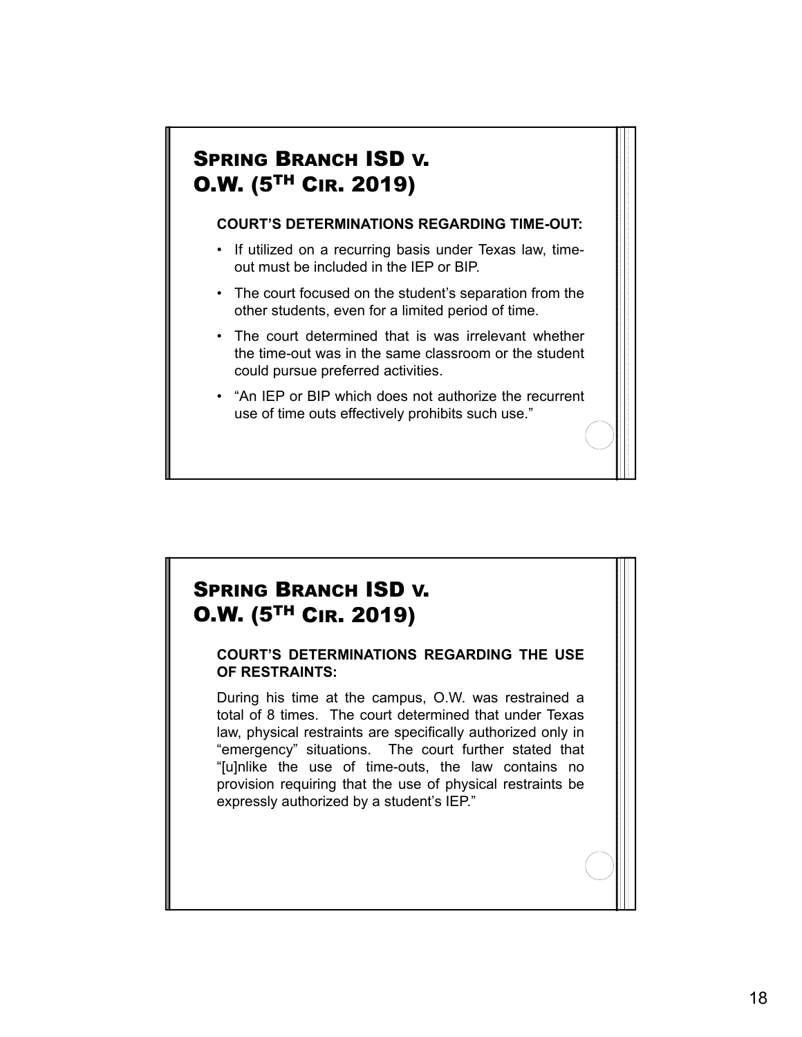## Spring Branch ISD v. O.W. (5th Cir. 2019)

**COURT'S DETERMINATIONS REGARDING TIME-OUT:**

- If utilized on a recurring basis under Texas law, time-out must be included in the IEP or BIP.
- The court focused on the student's separation from the other students, even for a limited period of time.
- The court determined that is was irrelevant whether the time-out was in the same classroom or the student could pursue preferred activities.
- "An IEP or BIP which does not authorize the recurrent use of time outs effectively prohibits such use."

## Spring Branch ISD v. O.W. (5th Cir. 2019)

**COURT'S DETERMINATIONS REGARDING THE USE OF RESTRAINTS:**

During his time at the campus, O.W. was restrained a total of 8 times. The court determined that under Texas law, physical restraints are specifically authorized only in "emergency" situations. The court further stated that "[u]nlike the use of time-outs, the law contains no provision requiring that the use of physical restraints be expressly authorized by a student's IEP."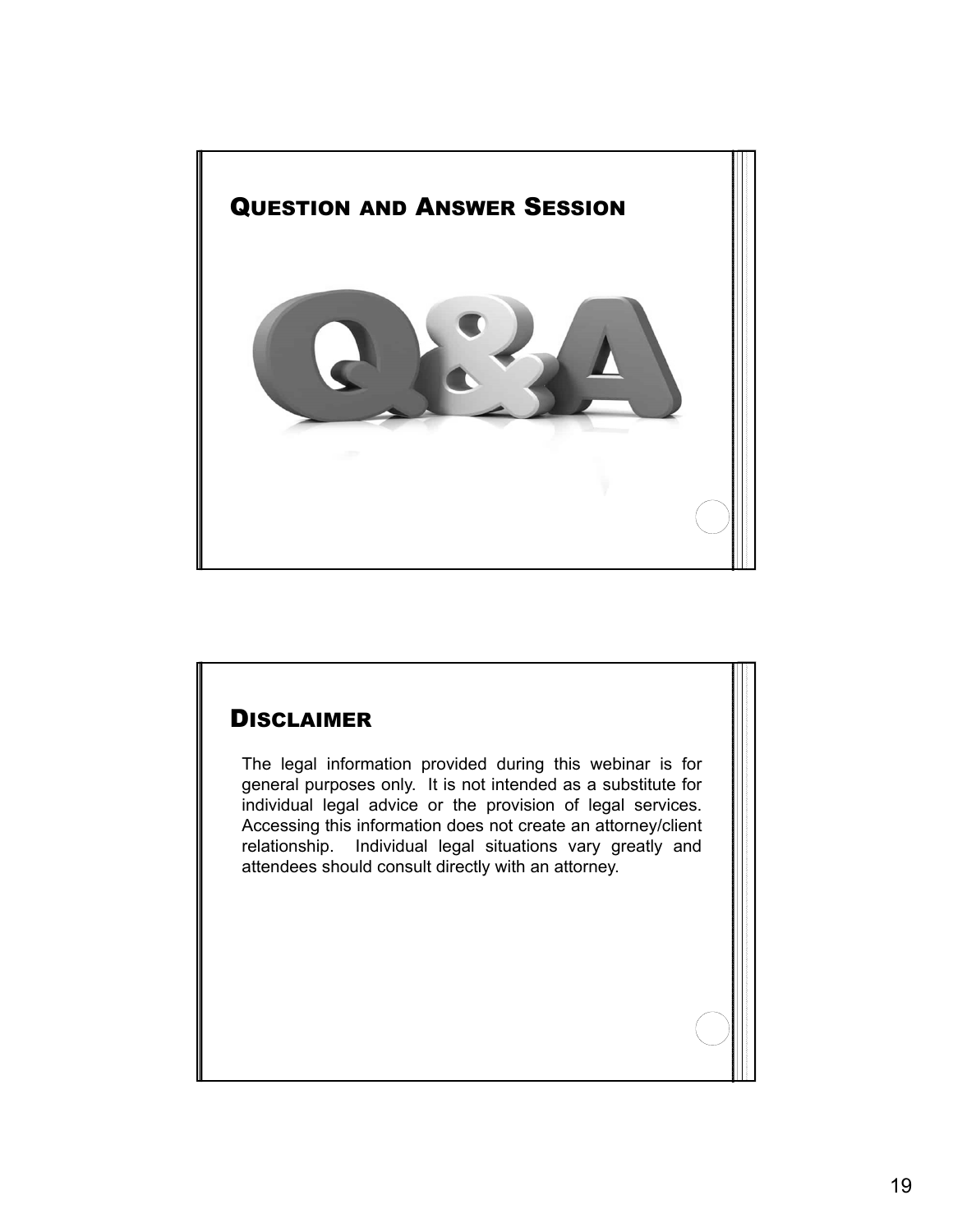## Question and Answer Session

Q&A

## Disclaimer

The legal information provided during this webinar is for general purposes only. It is not intended as a substitute for individual legal advice or the provision of legal services. Accessing this information does not create an attorney/client relationship. Individual legal situations vary greatly and attendees should consult directly with an attorney.